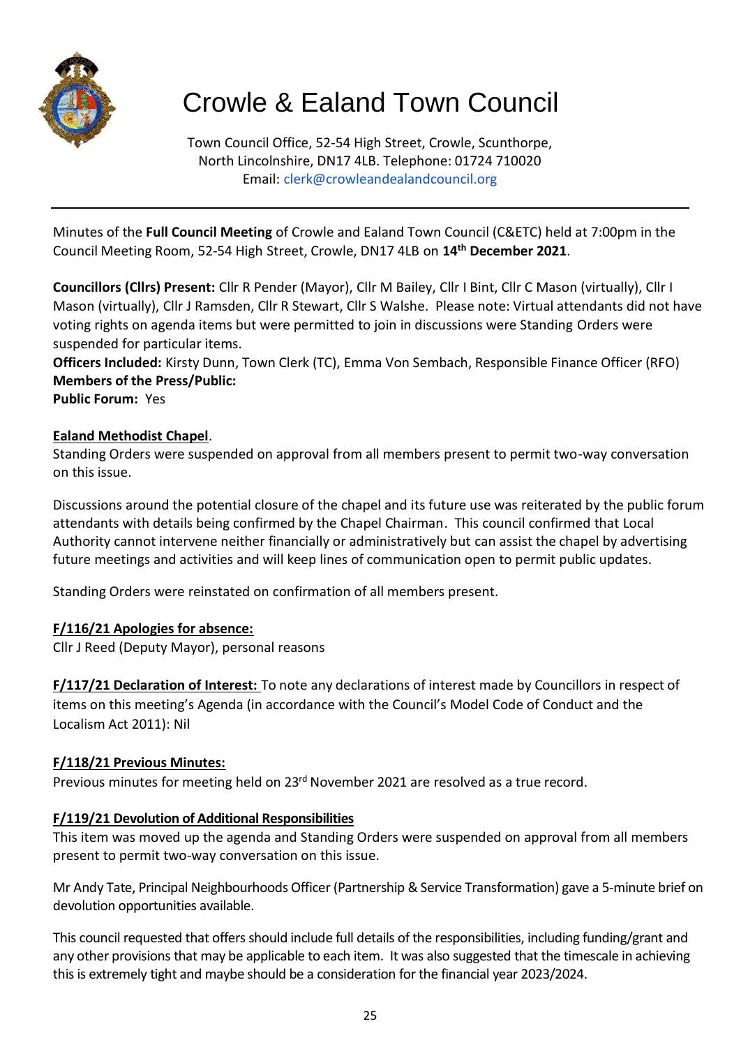# Crowle & Ealand Town Council

Town Council Office, 52-54 High Street, Crowle, Scunthorpe, North Lincolnshire, DN17 4LB. Telephone: 01724 710020
Email: clerk@crowleandealandcouncil.org

---

Minutes of the **Full Council Meeting** of Crowle and Ealand Town Council (C&ETC) held at 7:00pm in the Council Meeting Room, 52-54 High Street, Crowle, DN17 4LB on **14th December 2021**.

**Councillors (Cllrs) Present:** Cllr R Pender (Mayor), Cllr M Bailey, Cllr I Bint, Cllr C Mason (virtually), Cllr I Mason (virtually), Cllr J Ramsden, Cllr R Stewart, Cllr S Walshe. Please note: Virtual attendants did not have voting rights on agenda items but were permitted to join in discussions were Standing Orders were suspended for particular items.
**Officers Included:** Kirsty Dunn, Town Clerk (TC), Emma Von Sembach, Responsible Finance Officer (RFO)
**Members of the Press/Public:**
**Public Forum:** Yes

**Ealand Methodist Chapel**.
Standing Orders were suspended on approval from all members present to permit two-way conversation on this issue.

Discussions around the potential closure of the chapel and its future use was reiterated by the public forum attendants with details being confirmed by the Chapel Chairman. This council confirmed that Local Authority cannot intervene neither financially or administratively but can assist the chapel by advertising future meetings and activities and will keep lines of communication open to permit public updates.

Standing Orders were reinstated on confirmation of all members present.

**F/116/21 Apologies for absence:**
Cllr J Reed (Deputy Mayor), personal reasons

**F/117/21 Declaration of Interest:** To note any declarations of interest made by Councillors in respect of items on this meeting's Agenda (in accordance with the Council's Model Code of Conduct and the Localism Act 2011): Nil

**F/118/21 Previous Minutes:**
Previous minutes for meeting held on 23rd November 2021 are resolved as a true record.

**F/119/21 Devolution of Additional Responsibilities**
This item was moved up the agenda and Standing Orders were suspended on approval from all members present to permit two-way conversation on this issue.

Mr Andy Tate, Principal Neighbourhoods Officer (Partnership & Service Transformation) gave a 5-minute brief on devolution opportunities available.

This council requested that offers should include full details of the responsibilities, including funding/grant and any other provisions that may be applicable to each item. It was also suggested that the timescale in achieving this is extremely tight and maybe should be a consideration for the financial year 2023/2024.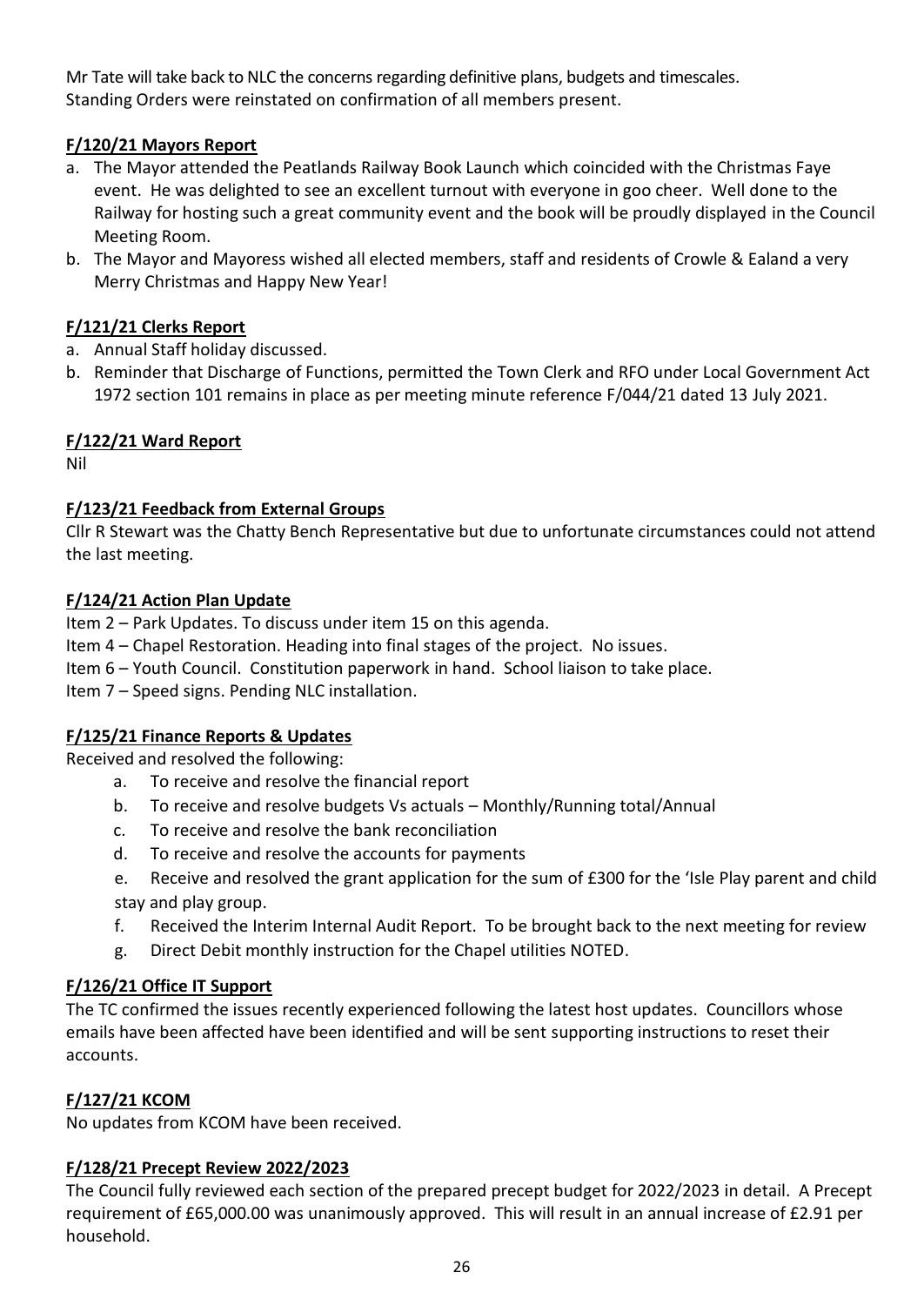Mr Tate will take back to NLC the concerns regarding definitive plans, budgets and timescales.
Standing Orders were reinstated on confirmation of all members present.

**F/120/21 Mayors Report**

a. The Mayor attended the Peatlands Railway Book Launch which coincided with the Christmas Faye event. He was delighted to see an excellent turnout with everyone in goo cheer. Well done to the Railway for hosting such a great community event and the book will be proudly displayed in the Council Meeting Room.
b. The Mayor and Mayoress wished all elected members, staff and residents of Crowle & Ealand a very Merry Christmas and Happy New Year!

**F/121/21 Clerks Report**

a. Annual Staff holiday discussed.
b. Reminder that Discharge of Functions, permitted the Town Clerk and RFO under Local Government Act 1972 section 101 remains in place as per meeting minute reference F/044/21 dated 13 July 2021.

**F/122/21 Ward Report**

Nil

**F/123/21 Feedback from External Groups**

Cllr R Stewart was the Chatty Bench Representative but due to unfortunate circumstances could not attend the last meeting.

**F/124/21 Action Plan Update**

Item 2 – Park Updates. To discuss under item 15 on this agenda.
Item 4 – Chapel Restoration. Heading into final stages of the project. No issues.
Item 6 – Youth Council. Constitution paperwork in hand. School liaison to take place.
Item 7 – Speed signs. Pending NLC installation.

**F/125/21 Finance Reports & Updates**

Received and resolved the following:

a. To receive and resolve the financial report
b. To receive and resolve budgets Vs actuals – Monthly/Running total/Annual
c. To receive and resolve the bank reconciliation
d. To receive and resolve the accounts for payments
e. Receive and resolved the grant application for the sum of £300 for the 'Isle Play parent and child stay and play group.
f. Received the Interim Internal Audit Report. To be brought back to the next meeting for review
g. Direct Debit monthly instruction for the Chapel utilities NOTED.

**F/126/21 Office IT Support**

The TC confirmed the issues recently experienced following the latest host updates. Councillors whose emails have been affected have been identified and will be sent supporting instructions to reset their accounts.

**F/127/21 KCOM**

No updates from KCOM have been received.

**F/128/21 Precept Review 2022/2023**

The Council fully reviewed each section of the prepared precept budget for 2022/2023 in detail. A Precept requirement of £65,000.00 was unanimously approved. This will result in an annual increase of £2.91 per household.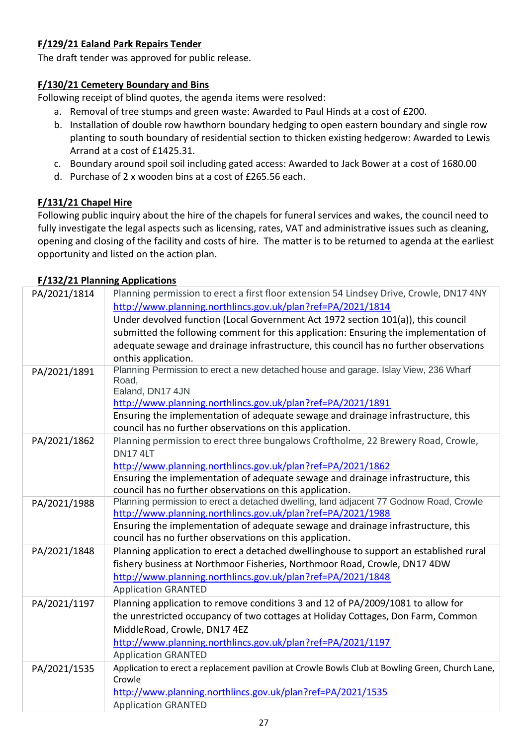**F/129/21 Ealand Park Repairs Tender**

The draft tender was approved for public release.

**F/130/21 Cemetery Boundary and Bins**

Following receipt of blind quotes, the agenda items were resolved:

a. Removal of tree stumps and green waste: Awarded to Paul Hinds at a cost of £200.
b. Installation of double row hawthorn boundary hedging to open eastern boundary and single row planting to south boundary of residential section to thicken existing hedgerow: Awarded to Lewis Arrand at a cost of £1425.31.
c. Boundary around spoil soil including gated access: Awarded to Jack Bower at a cost of 1680.00
d. Purchase of 2 x wooden bins at a cost of £265.56 each.

**F/131/21 Chapel Hire**

Following public inquiry about the hire of the chapels for funeral services and wakes, the council need to fully investigate the legal aspects such as licensing, rates, VAT and administrative issues such as cleaning, opening and closing of the facility and costs of hire. The matter is to be returned to agenda at the earliest opportunity and listed on the action plan.

**F/132/21 Planning Applications**

| | |
|---|---|
| PA/2021/1814 | Planning permission to erect a first floor extension 54 Lindsey Drive, Crowle, DN17 4NY<br>http://www.planning.northlincs.gov.uk/plan?ref=PA/2021/1814<br>Under devolved function (Local Government Act 1972 section 101(a)), this council submitted the following comment for this application: Ensuring the implementation of adequate sewage and drainage infrastructure, this council has no further observations onthis application. |
| PA/2021/1891 | Planning Permission to erect a new detached house and garage. Islay View, 236 Wharf Road,<br>Ealand, DN17 4JN<br>http://www.planning.northlincs.gov.uk/plan?ref=PA/2021/1891<br>Ensuring the implementation of adequate sewage and drainage infrastructure, this council has no further observations on this application. |
| PA/2021/1862 | Planning permission to erect three bungalows Croftholme, 22 Brewery Road, Crowle, DN17 4LT<br>http://www.planning.northlincs.gov.uk/plan?ref=PA/2021/1862<br>Ensuring the implementation of adequate sewage and drainage infrastructure, this council has no further observations on this application. |
| PA/2021/1988 | Planning permission to erect a detached dwelling, land adjacent 77 Godnow Road, Crowle<br>http://www.planning.northlincs.gov.uk/plan?ref=PA/2021/1988<br>Ensuring the implementation of adequate sewage and drainage infrastructure, this council has no further observations on this application. |
| PA/2021/1848 | Planning application to erect a detached dwellinghouse to support an established rural fishery business at Northmoor Fisheries, Northmoor Road, Crowle, DN17 4DW<br>http://www.planning.northlincs.gov.uk/plan?ref=PA/2021/1848<br>Application GRANTED |
| PA/2021/1197 | Planning application to remove conditions 3 and 12 of PA/2009/1081 to allow for the unrestricted occupancy of two cottages at Holiday Cottages, Don Farm, Common MiddleRoad, Crowle, DN17 4EZ<br>http://www.planning.northlincs.gov.uk/plan?ref=PA/2021/1197<br>Application GRANTED |
| PA/2021/1535 | Application to erect a replacement pavilion at Crowle Bowls Club at Bowling Green, Church Lane, Crowle<br>http://www.planning.northlincs.gov.uk/plan?ref=PA/2021/1535<br>Application GRANTED |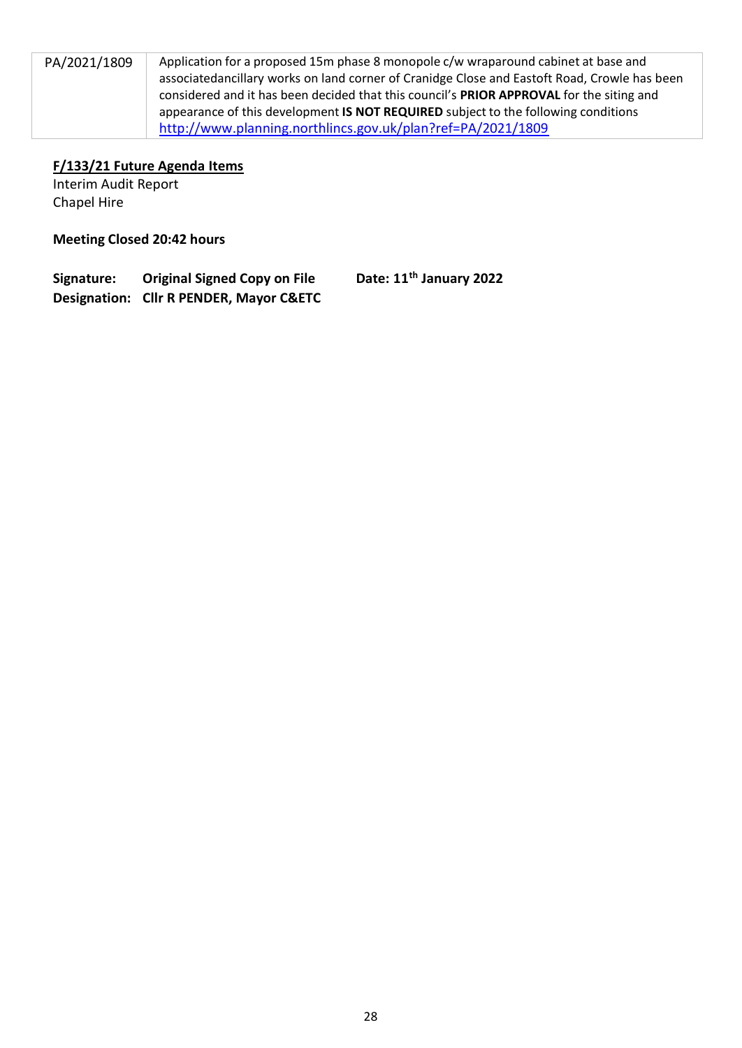| | |
|---|---|
| PA/2021/1809 | Application for a proposed 15m phase 8 monopole c/w wraparound cabinet at base and associatedancillary works on land corner of Cranidge Close and Eastoft Road, Crowle has been considered and it has been decided that this council's **PRIOR APPROVAL** for the siting and appearance of this development **IS NOT REQUIRED** subject to the following conditions http://www.planning.northlincs.gov.uk/plan?ref=PA/2021/1809 |

**F/133/21 Future Agenda Items**

Interim Audit Report
Chapel Hire

**Meeting Closed 20:42 hours**

**Signature: Original Signed Copy on File** **Date: 11th January 2022**
**Designation: Cllr R PENDER, Mayor C&ETC**